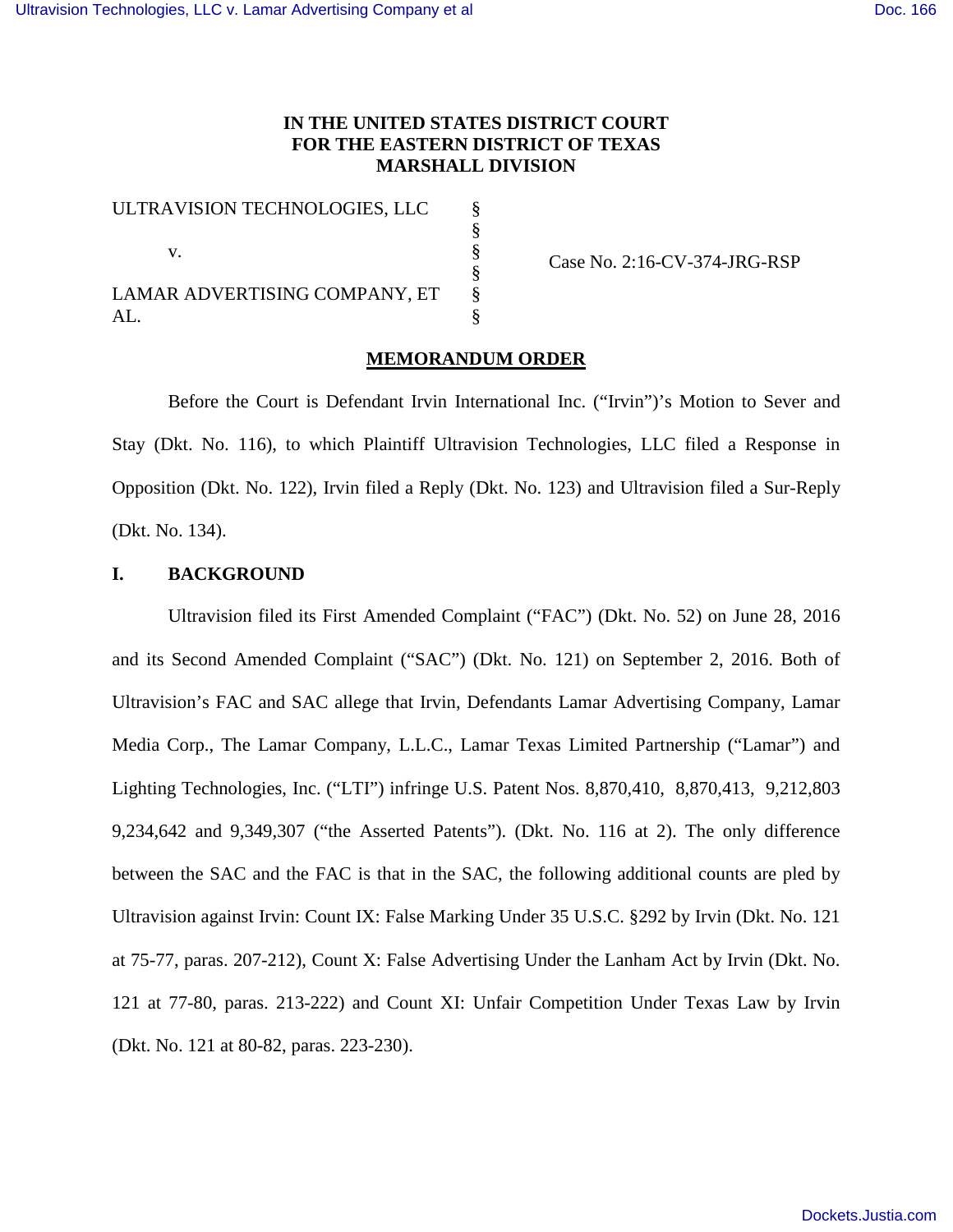**IN THE UNITED STATES DISTRICT COURT**
**FOR THE EASTERN DISTRICT OF TEXAS**
**MARSHALL DIVISION**

| | | |
|---|---|---|
| ULTRAVISION TECHNOLOGIES, LLC | § | |
| | § | |
| v. | § | Case No. 2:16-CV-374-JRG-RSP |
| | § | |
| LAMAR ADVERTISING COMPANY, ET AL. | § | |

**MEMORANDUM ORDER**

Before the Court is Defendant Irvin International Inc. ("Irvin")'s Motion to Sever and Stay (Dkt. No. 116), to which Plaintiff Ultravision Technologies, LLC filed a Response in Opposition (Dkt. No. 122), Irvin filed a Reply (Dkt. No. 123) and Ultravision filed a Sur-Reply (Dkt. No. 134).

## I. BACKGROUND

Ultravision filed its First Amended Complaint ("FAC") (Dkt. No. 52) on June 28, 2016 and its Second Amended Complaint ("SAC") (Dkt. No. 121) on September 2, 2016. Both of Ultravision's FAC and SAC allege that Irvin, Defendants Lamar Advertising Company, Lamar Media Corp., The Lamar Company, L.L.C., Lamar Texas Limited Partnership ("Lamar") and Lighting Technologies, Inc. ("LTI") infringe U.S. Patent Nos. 8,870,410, 8,870,413, 9,212,803 9,234,642 and 9,349,307 ("the Asserted Patents"). (Dkt. No. 116 at 2). The only difference between the SAC and the FAC is that in the SAC, the following additional counts are pled by Ultravision against Irvin: Count IX: False Marking Under 35 U.S.C. §292 by Irvin (Dkt. No. 121 at 75-77, paras. 207-212), Count X: False Advertising Under the Lanham Act by Irvin (Dkt. No. 121 at 77-80, paras. 213-222) and Count XI: Unfair Competition Under Texas Law by Irvin (Dkt. No. 121 at 80-82, paras. 223-230).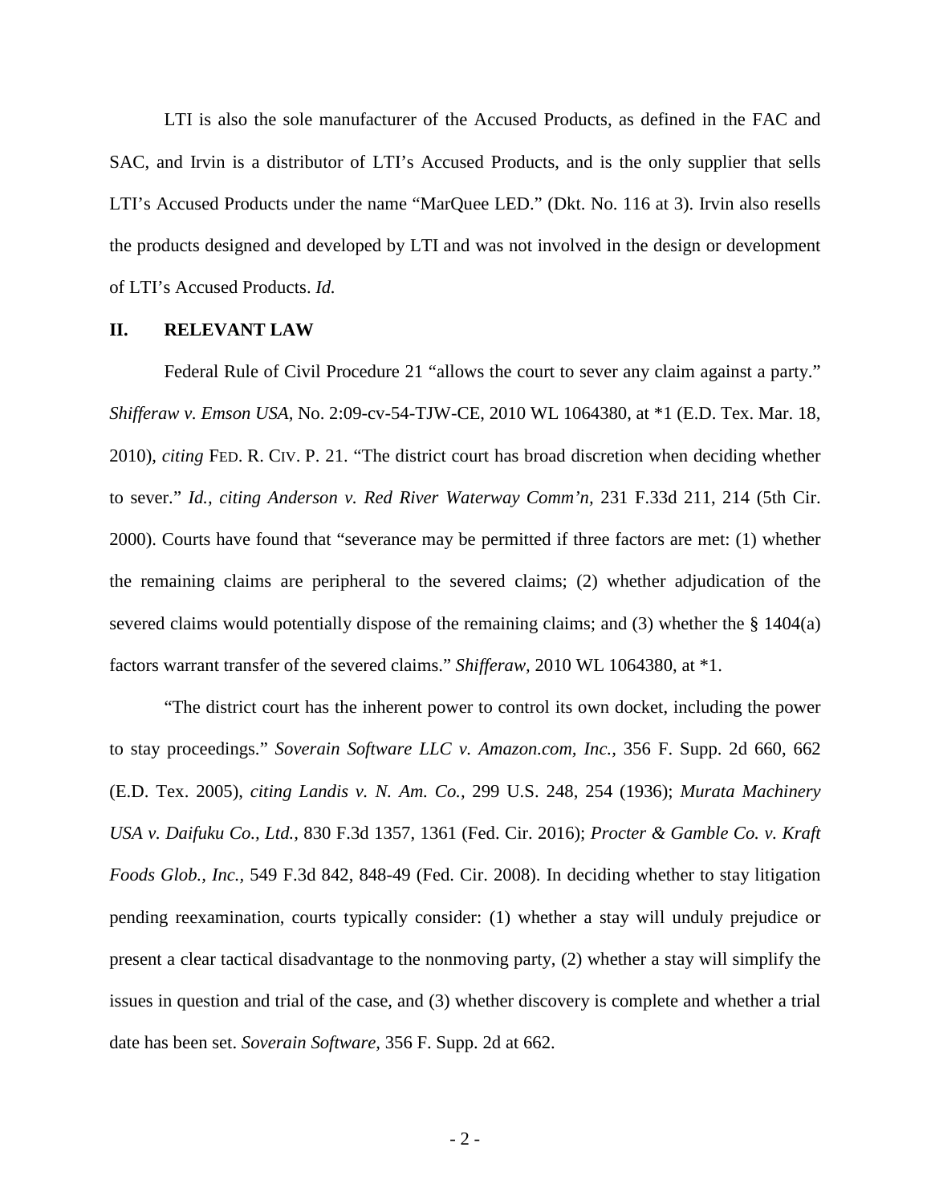LTI is also the sole manufacturer of the Accused Products, as defined in the FAC and SAC, and Irvin is a distributor of LTI's Accused Products, and is the only supplier that sells LTI's Accused Products under the name "MarQuee LED." (Dkt. No. 116 at 3). Irvin also resells the products designed and developed by LTI and was not involved in the design or development of LTI's Accused Products. *Id.*

## II. RELEVANT LAW

Federal Rule of Civil Procedure 21 "allows the court to sever any claim against a party." *Shifferaw v. Emson USA*, No. 2:09-cv-54-TJW-CE, 2010 WL 1064380, at *1 (E.D. Tex. Mar. 18, 2010), *citing* FED. R. CIV. P. 21. "The district court has broad discretion when deciding whether to sever." *Id., citing Anderson v. Red River Waterway Comm'n,* 231 F.33d 211, 214 (5th Cir. 2000). Courts have found that "severance may be permitted if three factors are met: (1) whether the remaining claims are peripheral to the severed claims; (2) whether adjudication of the severed claims would potentially dispose of the remaining claims; and (3) whether the § 1404(a) factors warrant transfer of the severed claims." *Shifferaw*, 2010 WL 1064380, at *1.

"The district court has the inherent power to control its own docket, including the power to stay proceedings." *Soverain Software LLC v. Amazon.com, Inc.,* 356 F. Supp. 2d 660, 662 (E.D. Tex. 2005), *citing Landis v. N. Am. Co.,* 299 U.S. 248, 254 (1936); *Murata Machinery USA v. Daifuku Co., Ltd.,* 830 F.3d 1357, 1361 (Fed. Cir. 2016); *Procter & Gamble Co. v. Kraft Foods Glob., Inc.,* 549 F.3d 842, 848-49 (Fed. Cir. 2008). In deciding whether to stay litigation pending reexamination, courts typically consider: (1) whether a stay will unduly prejudice or present a clear tactical disadvantage to the nonmoving party, (2) whether a stay will simplify the issues in question and trial of the case, and (3) whether discovery is complete and whether a trial date has been set. *Soverain Software,* 356 F. Supp. 2d at 662.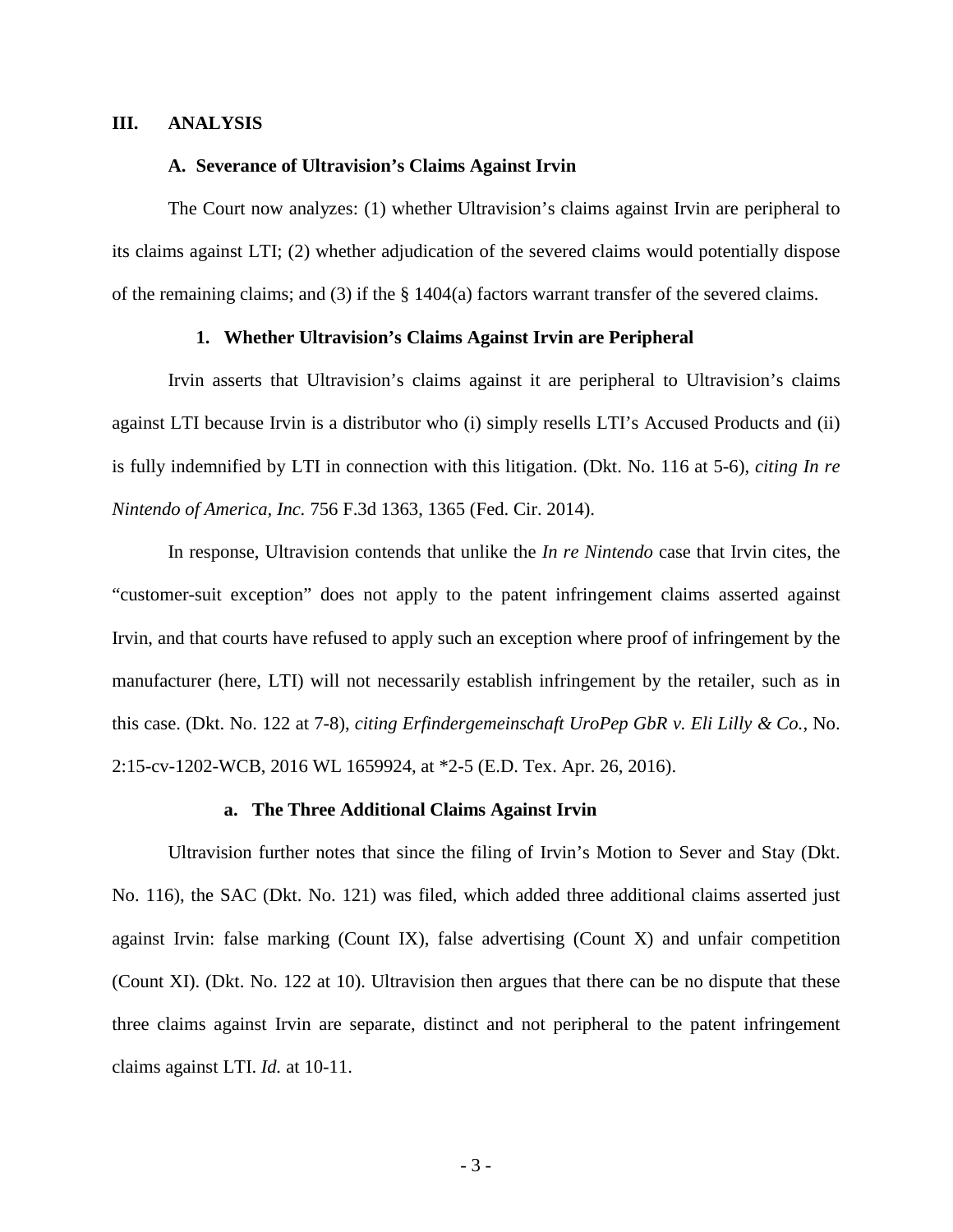## III. ANALYSIS

### A. Severance of Ultravision's Claims Against Irvin

The Court now analyzes: (1) whether Ultravision's claims against Irvin are peripheral to its claims against LTI; (2) whether adjudication of the severed claims would potentially dispose of the remaining claims; and (3) if the § 1404(a) factors warrant transfer of the severed claims.

#### 1. Whether Ultravision's Claims Against Irvin are Peripheral

Irvin asserts that Ultravision's claims against it are peripheral to Ultravision's claims against LTI because Irvin is a distributor who (i) simply resells LTI's Accused Products and (ii) is fully indemnified by LTI in connection with this litigation. (Dkt. No. 116 at 5-6), *citing In re Nintendo of America, Inc.* 756 F.3d 1363, 1365 (Fed. Cir. 2014).

In response, Ultravision contends that unlike the *In re Nintendo* case that Irvin cites, the "customer-suit exception" does not apply to the patent infringement claims asserted against Irvin, and that courts have refused to apply such an exception where proof of infringement by the manufacturer (here, LTI) will not necessarily establish infringement by the retailer, such as in this case. (Dkt. No. 122 at 7-8), *citing Erfindergemeinschaft UroPep GbR v. Eli Lilly & Co.*, No. 2:15-cv-1202-WCB, 2016 WL 1659924, at *2-5 (E.D. Tex. Apr. 26, 2016).

##### a. The Three Additional Claims Against Irvin

Ultravision further notes that since the filing of Irvin's Motion to Sever and Stay (Dkt. No. 116), the SAC (Dkt. No. 121) was filed, which added three additional claims asserted just against Irvin: false marking (Count IX), false advertising (Count X) and unfair competition (Count XI). (Dkt. No. 122 at 10). Ultravision then argues that there can be no dispute that these three claims against Irvin are separate, distinct and not peripheral to the patent infringement claims against LTI. *Id.* at 10-11.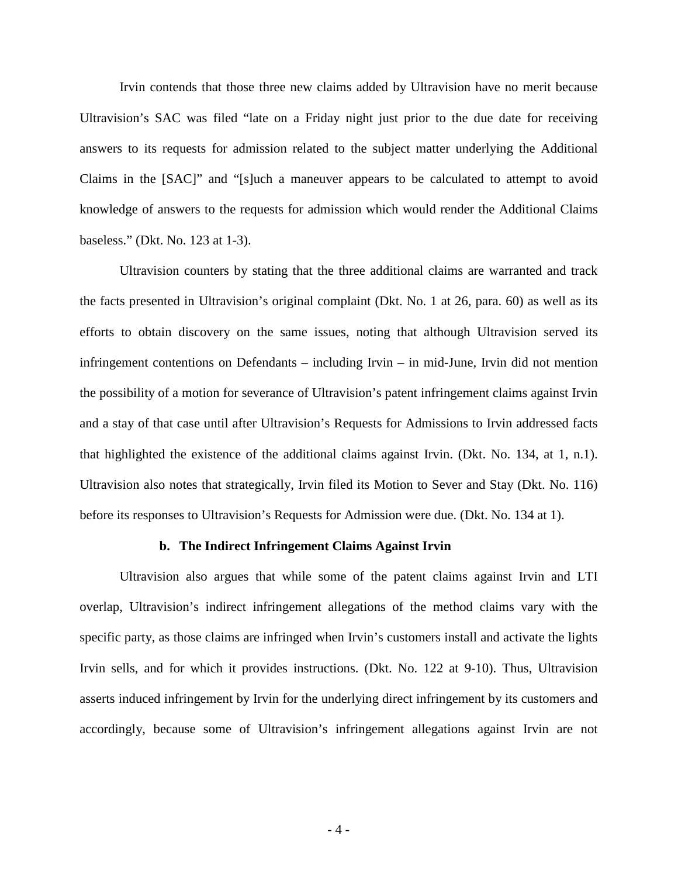Irvin contends that those three new claims added by Ultravision have no merit because Ultravision's SAC was filed "late on a Friday night just prior to the due date for receiving answers to its requests for admission related to the subject matter underlying the Additional Claims in the [SAC]" and "[s]uch a maneuver appears to be calculated to attempt to avoid knowledge of answers to the requests for admission which would render the Additional Claims baseless." (Dkt. No. 123 at 1-3).

Ultravision counters by stating that the three additional claims are warranted and track the facts presented in Ultravision's original complaint (Dkt. No. 1 at 26, para. 60) as well as its efforts to obtain discovery on the same issues, noting that although Ultravision served its infringement contentions on Defendants – including Irvin – in mid-June, Irvin did not mention the possibility of a motion for severance of Ultravision's patent infringement claims against Irvin and a stay of that case until after Ultravision's Requests for Admissions to Irvin addressed facts that highlighted the existence of the additional claims against Irvin. (Dkt. No. 134, at 1, n.1). Ultravision also notes that strategically, Irvin filed its Motion to Sever and Stay (Dkt. No. 116) before its responses to Ultravision's Requests for Admission were due. (Dkt. No. 134 at 1).

### b. The Indirect Infringement Claims Against Irvin

Ultravision also argues that while some of the patent claims against Irvin and LTI overlap, Ultravision's indirect infringement allegations of the method claims vary with the specific party, as those claims are infringed when Irvin's customers install and activate the lights Irvin sells, and for which it provides instructions. (Dkt. No. 122 at 9-10). Thus, Ultravision asserts induced infringement by Irvin for the underlying direct infringement by its customers and accordingly, because some of Ultravision's infringement allegations against Irvin are not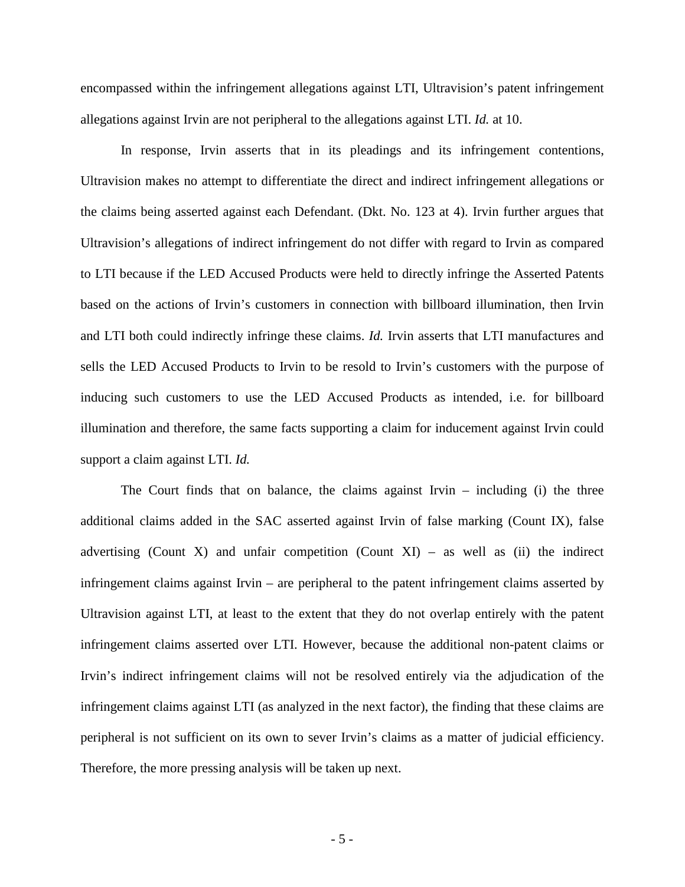encompassed within the infringement allegations against LTI, Ultravision's patent infringement allegations against Irvin are not peripheral to the allegations against LTI. *Id.* at 10.

In response, Irvin asserts that in its pleadings and its infringement contentions, Ultravision makes no attempt to differentiate the direct and indirect infringement allegations or the claims being asserted against each Defendant. (Dkt. No. 123 at 4). Irvin further argues that Ultravision's allegations of indirect infringement do not differ with regard to Irvin as compared to LTI because if the LED Accused Products were held to directly infringe the Asserted Patents based on the actions of Irvin's customers in connection with billboard illumination, then Irvin and LTI both could indirectly infringe these claims. *Id.* Irvin asserts that LTI manufactures and sells the LED Accused Products to Irvin to be resold to Irvin's customers with the purpose of inducing such customers to use the LED Accused Products as intended, i.e. for billboard illumination and therefore, the same facts supporting a claim for inducement against Irvin could support a claim against LTI. *Id.*

The Court finds that on balance, the claims against Irvin – including (i) the three additional claims added in the SAC asserted against Irvin of false marking (Count IX), false advertising (Count X) and unfair competition (Count XI) – as well as (ii) the indirect infringement claims against Irvin – are peripheral to the patent infringement claims asserted by Ultravision against LTI, at least to the extent that they do not overlap entirely with the patent infringement claims asserted over LTI. However, because the additional non-patent claims or Irvin's indirect infringement claims will not be resolved entirely via the adjudication of the infringement claims against LTI (as analyzed in the next factor), the finding that these claims are peripheral is not sufficient on its own to sever Irvin's claims as a matter of judicial efficiency. Therefore, the more pressing analysis will be taken up next.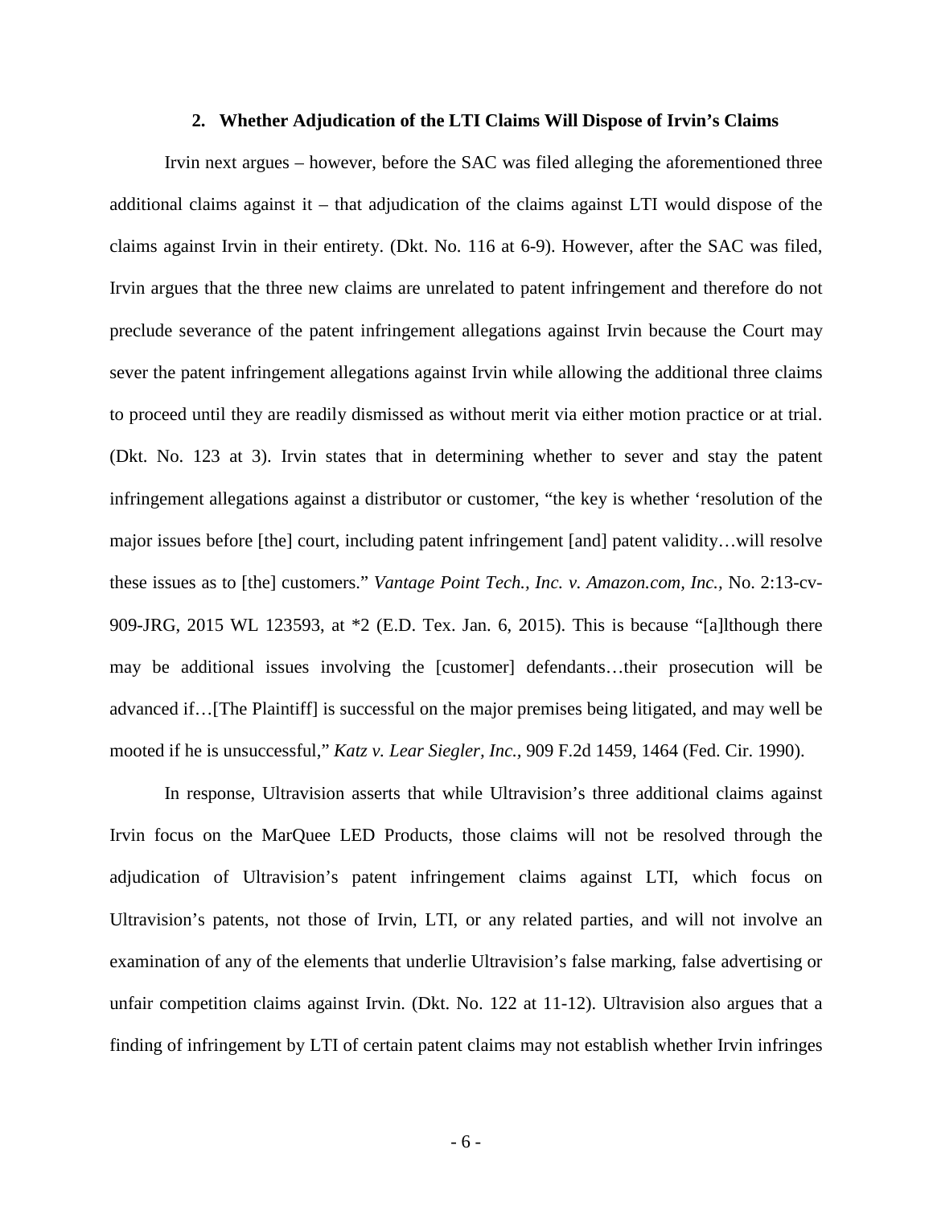### 2. Whether Adjudication of the LTI Claims Will Dispose of Irvin's Claims

Irvin next argues – however, before the SAC was filed alleging the aforementioned three additional claims against it – that adjudication of the claims against LTI would dispose of the claims against Irvin in their entirety. (Dkt. No. 116 at 6-9). However, after the SAC was filed, Irvin argues that the three new claims are unrelated to patent infringement and therefore do not preclude severance of the patent infringement allegations against Irvin because the Court may sever the patent infringement allegations against Irvin while allowing the additional three claims to proceed until they are readily dismissed as without merit via either motion practice or at trial. (Dkt. No. 123 at 3). Irvin states that in determining whether to sever and stay the patent infringement allegations against a distributor or customer, "the key is whether 'resolution of the major issues before [the] court, including patent infringement [and] patent validity…will resolve these issues as to [the] customers." *Vantage Point Tech., Inc. v. Amazon.com, Inc.*, No. 2:13-cv-909-JRG, 2015 WL 123593, at *2 (E.D. Tex. Jan. 6, 2015). This is because "[a]lthough there may be additional issues involving the [customer] defendants…their prosecution will be advanced if…[The Plaintiff] is successful on the major premises being litigated, and may well be mooted if he is unsuccessful," *Katz v. Lear Siegler, Inc.*, 909 F.2d 1459, 1464 (Fed. Cir. 1990).

In response, Ultravision asserts that while Ultravision's three additional claims against Irvin focus on the MarQuee LED Products, those claims will not be resolved through the adjudication of Ultravision's patent infringement claims against LTI, which focus on Ultravision's patents, not those of Irvin, LTI, or any related parties, and will not involve an examination of any of the elements that underlie Ultravision's false marking, false advertising or unfair competition claims against Irvin. (Dkt. No. 122 at 11-12). Ultravision also argues that a finding of infringement by LTI of certain patent claims may not establish whether Irvin infringes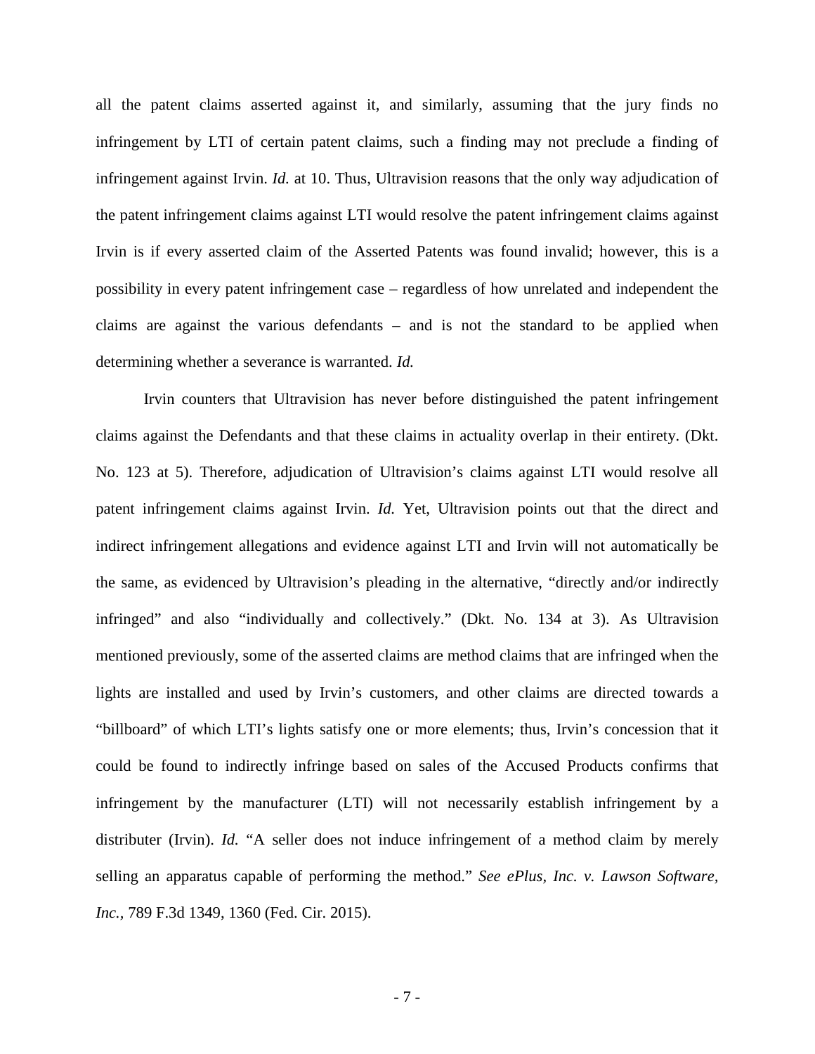all the patent claims asserted against it, and similarly, assuming that the jury finds no infringement by LTI of certain patent claims, such a finding may not preclude a finding of infringement against Irvin. *Id.* at 10. Thus, Ultravision reasons that the only way adjudication of the patent infringement claims against LTI would resolve the patent infringement claims against Irvin is if every asserted claim of the Asserted Patents was found invalid; however, this is a possibility in every patent infringement case – regardless of how unrelated and independent the claims are against the various defendants – and is not the standard to be applied when determining whether a severance is warranted. *Id.*

Irvin counters that Ultravision has never before distinguished the patent infringement claims against the Defendants and that these claims in actuality overlap in their entirety. (Dkt. No. 123 at 5). Therefore, adjudication of Ultravision's claims against LTI would resolve all patent infringement claims against Irvin. *Id.* Yet, Ultravision points out that the direct and indirect infringement allegations and evidence against LTI and Irvin will not automatically be the same, as evidenced by Ultravision's pleading in the alternative, "directly and/or indirectly infringed" and also "individually and collectively." (Dkt. No. 134 at 3). As Ultravision mentioned previously, some of the asserted claims are method claims that are infringed when the lights are installed and used by Irvin's customers, and other claims are directed towards a "billboard" of which LTI's lights satisfy one or more elements; thus, Irvin's concession that it could be found to indirectly infringe based on sales of the Accused Products confirms that infringement by the manufacturer (LTI) will not necessarily establish infringement by a distributer (Irvin). *Id.* "A seller does not induce infringement of a method claim by merely selling an apparatus capable of performing the method." *See ePlus, Inc. v. Lawson Software, Inc.*, 789 F.3d 1349, 1360 (Fed. Cir. 2015).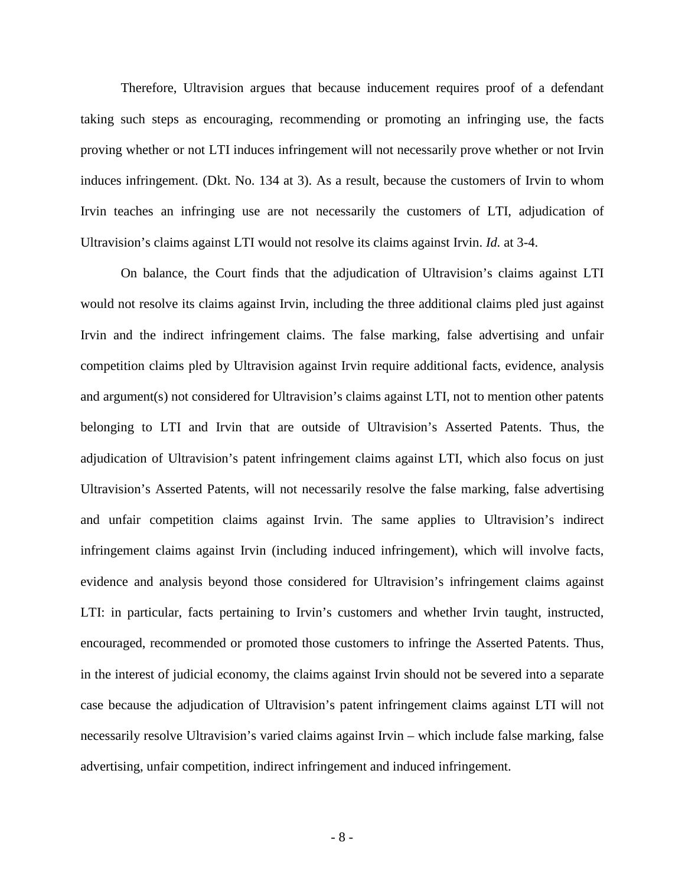Therefore, Ultravision argues that because inducement requires proof of a defendant taking such steps as encouraging, recommending or promoting an infringing use, the facts proving whether or not LTI induces infringement will not necessarily prove whether or not Irvin induces infringement. (Dkt. No. 134 at 3). As a result, because the customers of Irvin to whom Irvin teaches an infringing use are not necessarily the customers of LTI, adjudication of Ultravision's claims against LTI would not resolve its claims against Irvin. *Id.* at 3-4.

On balance, the Court finds that the adjudication of Ultravision's claims against LTI would not resolve its claims against Irvin, including the three additional claims pled just against Irvin and the indirect infringement claims. The false marking, false advertising and unfair competition claims pled by Ultravision against Irvin require additional facts, evidence, analysis and argument(s) not considered for Ultravision's claims against LTI, not to mention other patents belonging to LTI and Irvin that are outside of Ultravision's Asserted Patents. Thus, the adjudication of Ultravision's patent infringement claims against LTI, which also focus on just Ultravision's Asserted Patents, will not necessarily resolve the false marking, false advertising and unfair competition claims against Irvin. The same applies to Ultravision's indirect infringement claims against Irvin (including induced infringement), which will involve facts, evidence and analysis beyond those considered for Ultravision's infringement claims against LTI: in particular, facts pertaining to Irvin's customers and whether Irvin taught, instructed, encouraged, recommended or promoted those customers to infringe the Asserted Patents. Thus, in the interest of judicial economy, the claims against Irvin should not be severed into a separate case because the adjudication of Ultravision's patent infringement claims against LTI will not necessarily resolve Ultravision's varied claims against Irvin – which include false marking, false advertising, unfair competition, indirect infringement and induced infringement.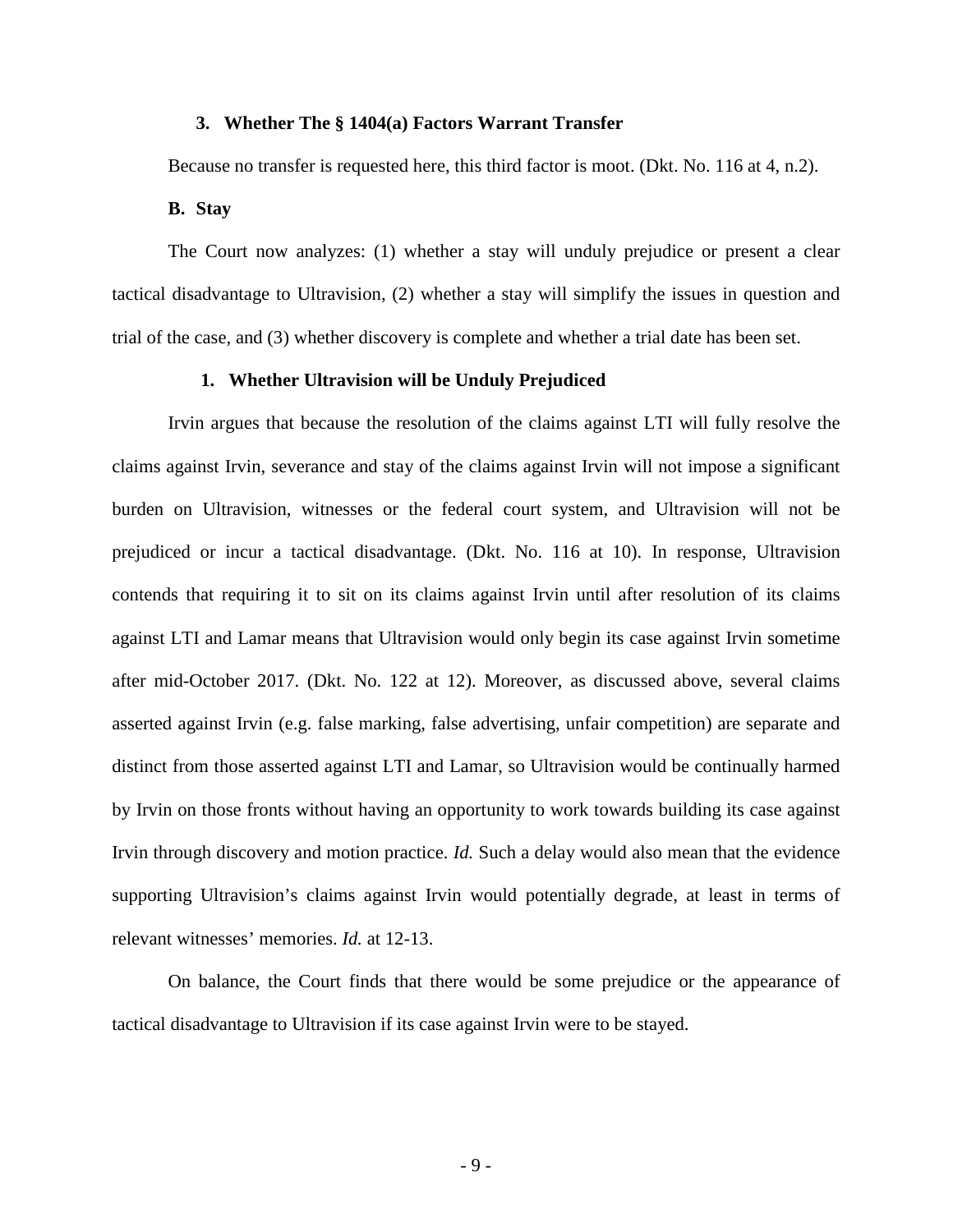### 3. Whether The § 1404(a) Factors Warrant Transfer

Because no transfer is requested here, this third factor is moot. (Dkt. No. 116 at 4, n.2).

### B. Stay

The Court now analyzes: (1) whether a stay will unduly prejudice or present a clear tactical disadvantage to Ultravision, (2) whether a stay will simplify the issues in question and trial of the case, and (3) whether discovery is complete and whether a trial date has been set.

#### 1. Whether Ultravision will be Unduly Prejudiced

Irvin argues that because the resolution of the claims against LTI will fully resolve the claims against Irvin, severance and stay of the claims against Irvin will not impose a significant burden on Ultravision, witnesses or the federal court system, and Ultravision will not be prejudiced or incur a tactical disadvantage. (Dkt. No. 116 at 10). In response, Ultravision contends that requiring it to sit on its claims against Irvin until after resolution of its claims against LTI and Lamar means that Ultravision would only begin its case against Irvin sometime after mid-October 2017. (Dkt. No. 122 at 12). Moreover, as discussed above, several claims asserted against Irvin (e.g. false marking, false advertising, unfair competition) are separate and distinct from those asserted against LTI and Lamar, so Ultravision would be continually harmed by Irvin on those fronts without having an opportunity to work towards building its case against Irvin through discovery and motion practice. *Id.* Such a delay would also mean that the evidence supporting Ultravision's claims against Irvin would potentially degrade, at least in terms of relevant witnesses' memories. *Id.* at 12-13.

On balance, the Court finds that there would be some prejudice or the appearance of tactical disadvantage to Ultravision if its case against Irvin were to be stayed.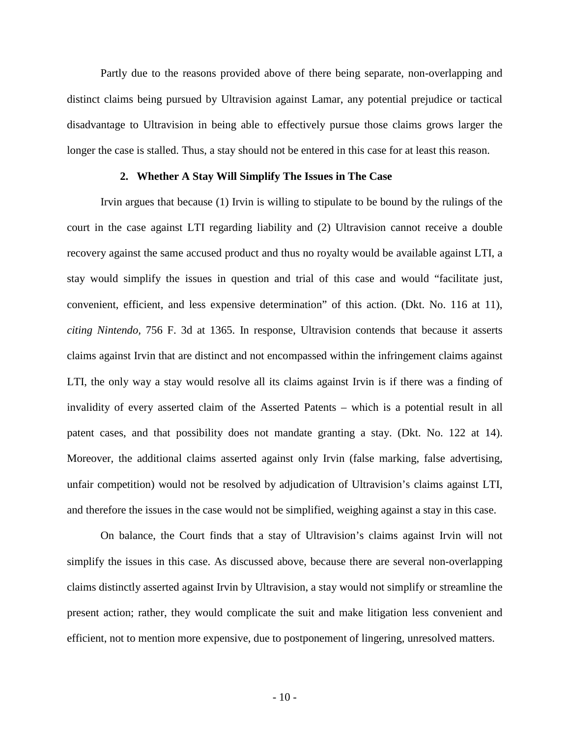Partly due to the reasons provided above of there being separate, non-overlapping and distinct claims being pursued by Ultravision against Lamar, any potential prejudice or tactical disadvantage to Ultravision in being able to effectively pursue those claims grows larger the longer the case is stalled. Thus, a stay should not be entered in this case for at least this reason.

### 2. Whether A Stay Will Simplify The Issues in The Case

Irvin argues that because (1) Irvin is willing to stipulate to be bound by the rulings of the court in the case against LTI regarding liability and (2) Ultravision cannot receive a double recovery against the same accused product and thus no royalty would be available against LTI, a stay would simplify the issues in question and trial of this case and would "facilitate just, convenient, efficient, and less expensive determination" of this action. (Dkt. No. 116 at 11), *citing Nintendo*, 756 F. 3d at 1365. In response, Ultravision contends that because it asserts claims against Irvin that are distinct and not encompassed within the infringement claims against LTI, the only way a stay would resolve all its claims against Irvin is if there was a finding of invalidity of every asserted claim of the Asserted Patents – which is a potential result in all patent cases, and that possibility does not mandate granting a stay. (Dkt. No. 122 at 14). Moreover, the additional claims asserted against only Irvin (false marking, false advertising, unfair competition) would not be resolved by adjudication of Ultravision's claims against LTI, and therefore the issues in the case would not be simplified, weighing against a stay in this case.

On balance, the Court finds that a stay of Ultravision's claims against Irvin will not simplify the issues in this case. As discussed above, because there are several non-overlapping claims distinctly asserted against Irvin by Ultravision, a stay would not simplify or streamline the present action; rather, they would complicate the suit and make litigation less convenient and efficient, not to mention more expensive, due to postponement of lingering, unresolved matters.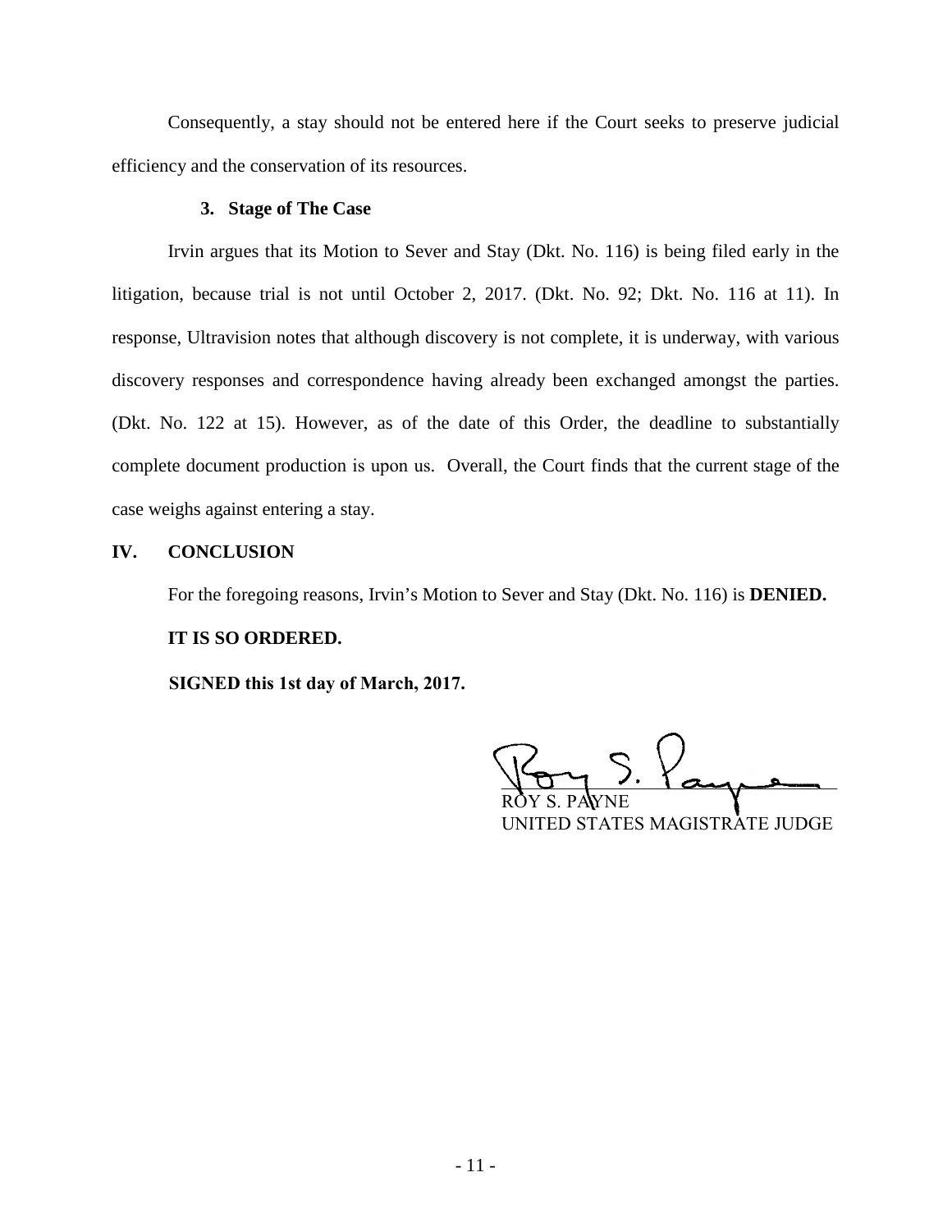Consequently, a stay should not be entered here if the Court seeks to preserve judicial efficiency and the conservation of its resources.

### 3. Stage of The Case

Irvin argues that its Motion to Sever and Stay (Dkt. No. 116) is being filed early in the litigation, because trial is not until October 2, 2017. (Dkt. No. 92; Dkt. No. 116 at 11). In response, Ultravision notes that although discovery is not complete, it is underway, with various discovery responses and correspondence having already been exchanged amongst the parties. (Dkt. No. 122 at 15). However, as of the date of this Order, the deadline to substantially complete document production is upon us. Overall, the Court finds that the current stage of the case weighs against entering a stay.

## IV. CONCLUSION

For the foregoing reasons, Irvin's Motion to Sever and Stay (Dkt. No. 116) is **DENIED.**

**IT IS SO ORDERED.**

**SIGNED this 1st day of March, 2017.**

ROY S. PAYNE
UNITED STATES MAGISTRATE JUDGE